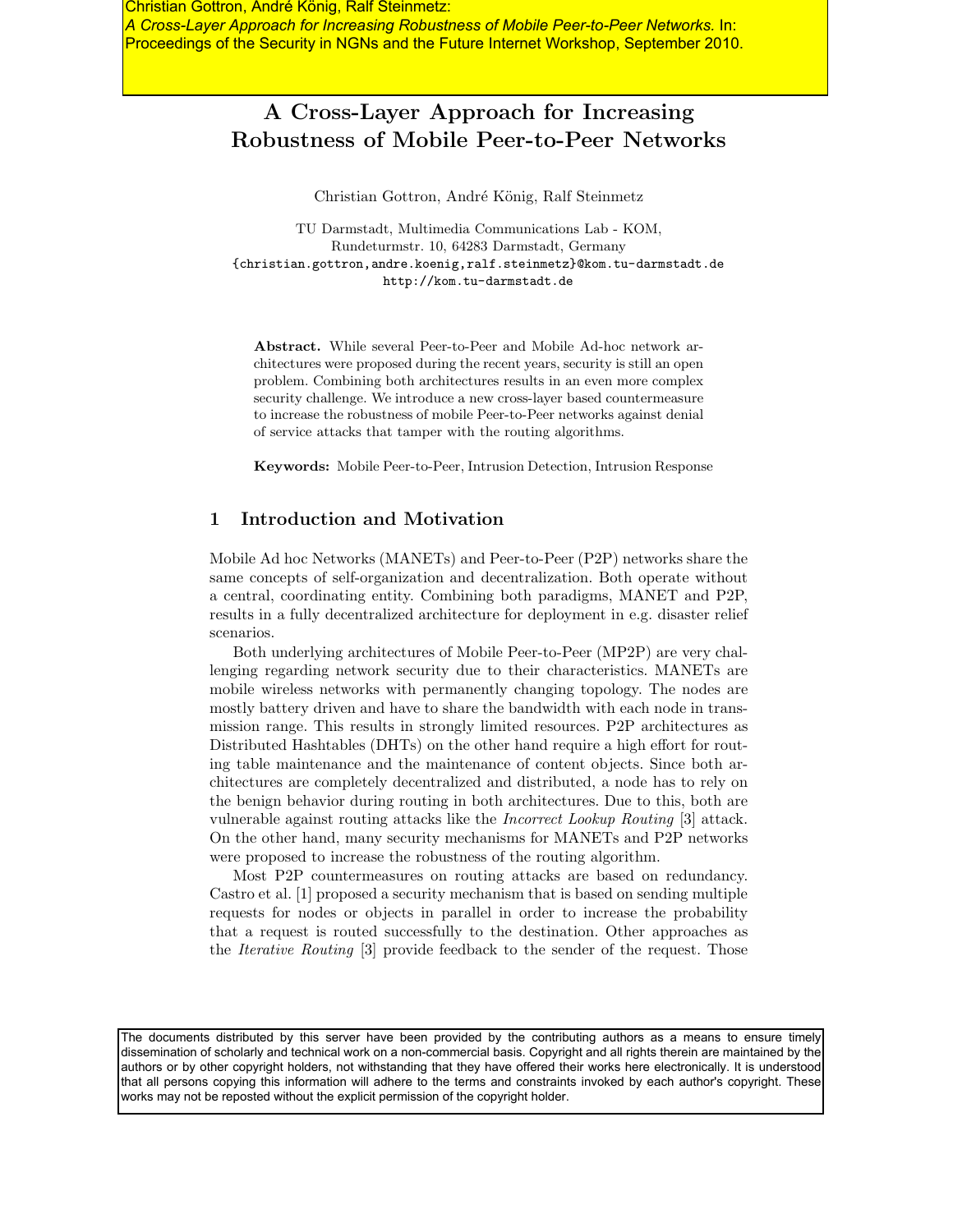Christian Gottron, André König, Ralf Steinmetz:
*A Cross-Layer Approach for Increasing Robustness of Mobile Peer-to-Peer Networks.* In: Proceedings of the Security in NGNs and the Future Internet Workshop, September 2010.

# A Cross-Layer Approach for Increasing Robustness of Mobile Peer-to-Peer Networks

Christian Gottron, André König, Ralf Steinmetz

TU Darmstadt, Multimedia Communications Lab - KOM,
Rundeturmstr. 10, 64283 Darmstadt, Germany
{christian.gottron,andre.koenig,ralf.steinmetz}@kom.tu-darmstadt.de
http://kom.tu-darmstadt.de

**Abstract.** While several Peer-to-Peer and Mobile Ad-hoc network architectures were proposed during the recent years, security is still an open problem. Combining both architectures results in an even more complex security challenge. We introduce a new cross-layer based countermeasure to increase the robustness of mobile Peer-to-Peer networks against denial of service attacks that tamper with the routing algorithms.

**Keywords:** Mobile Peer-to-Peer, Intrusion Detection, Intrusion Response

## 1 Introduction and Motivation

Mobile Ad hoc Networks (MANETs) and Peer-to-Peer (P2P) networks share the same concepts of self-organization and decentralization. Both operate without a central, coordinating entity. Combining both paradigms, MANET and P2P, results in a fully decentralized architecture for deployment in e.g. disaster relief scenarios.

Both underlying architectures of Mobile Peer-to-Peer (MP2P) are very challenging regarding network security due to their characteristics. MANETs are mobile wireless networks with permanently changing topology. The nodes are mostly battery driven and have to share the bandwidth with each node in transmission range. This results in strongly limited resources. P2P architectures as Distributed Hashtables (DHTs) on the other hand require a high effort for routing table maintenance and the maintenance of content objects. Since both architectures are completely decentralized and distributed, a node has to rely on the benign behavior during routing in both architectures. Due to this, both are vulnerable against routing attacks like the *Incorrect Lookup Routing* [3] attack. On the other hand, many security mechanisms for MANETs and P2P networks were proposed to increase the robustness of the routing algorithm.

Most P2P countermeasures on routing attacks are based on redundancy. Castro et al. [1] proposed a security mechanism that is based on sending multiple requests for nodes or objects in parallel in order to increase the probability that a request is routed successfully to the destination. Other approaches as the *Iterative Routing* [3] provide feedback to the sender of the request. Those

The documents distributed by this server have been provided by the contributing authors as a means to ensure timely dissemination of scholarly and technical work on a non-commercial basis. Copyright and all rights therein are maintained by the authors or by other copyright holders, not withstanding that they have offered their works here electronically. It is understood that all persons copying this information will adhere to the terms and constraints invoked by each author's copyright. These works may not be reposted without the explicit permission of the copyright holder.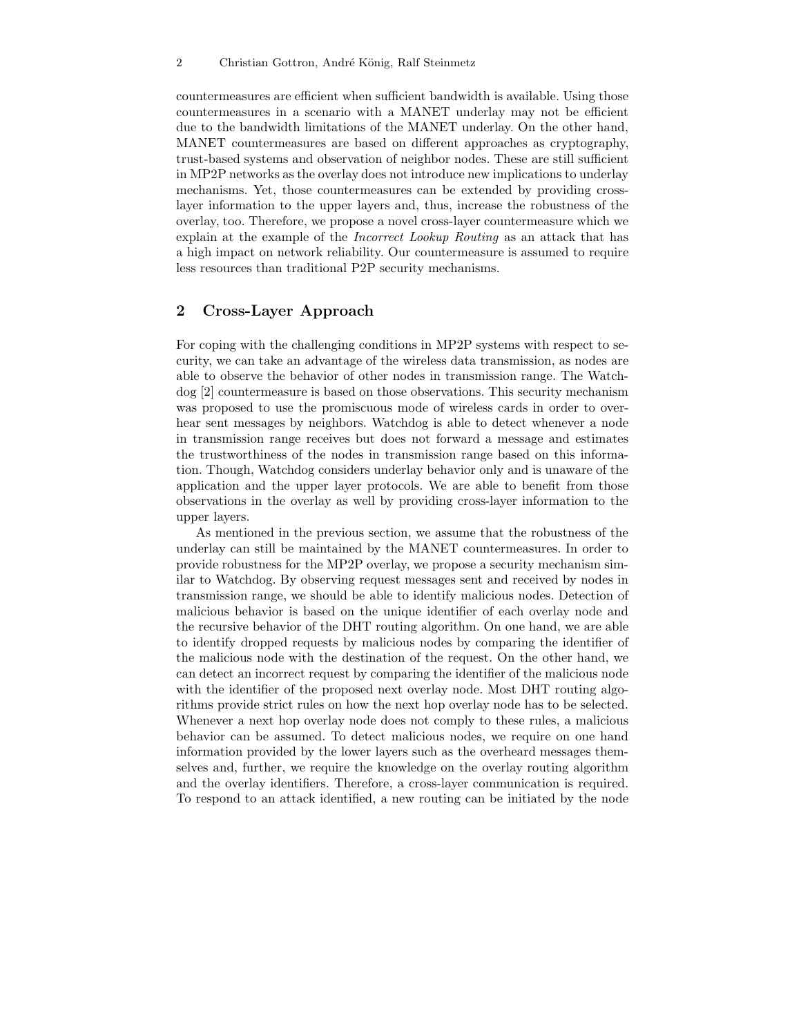countermeasures are efficient when sufficient bandwidth is available. Using those countermeasures in a scenario with a MANET underlay may not be efficient due to the bandwidth limitations of the MANET underlay. On the other hand, MANET countermeasures are based on different approaches as cryptography, trust-based systems and observation of neighbor nodes. These are still sufficient in MP2P networks as the overlay does not introduce new implications to underlay mechanisms. Yet, those countermeasures can be extended by providing cross-layer information to the upper layers and, thus, increase the robustness of the overlay, too. Therefore, we propose a novel cross-layer countermeasure which we explain at the example of the *Incorrect Lookup Routing* as an attack that has a high impact on network reliability. Our countermeasure is assumed to require less resources than traditional P2P security mechanisms.

## 2 Cross-Layer Approach

For coping with the challenging conditions in MP2P systems with respect to security, we can take an advantage of the wireless data transmission, as nodes are able to observe the behavior of other nodes in transmission range. The Watchdog [2] countermeasure is based on those observations. This security mechanism was proposed to use the promiscuous mode of wireless cards in order to overhear sent messages by neighbors. Watchdog is able to detect whenever a node in transmission range receives but does not forward a message and estimates the trustworthiness of the nodes in transmission range based on this information. Though, Watchdog considers underlay behavior only and is unaware of the application and the upper layer protocols. We are able to benefit from those observations in the overlay as well by providing cross-layer information to the upper layers.

As mentioned in the previous section, we assume that the robustness of the underlay can still be maintained by the MANET countermeasures. In order to provide robustness for the MP2P overlay, we propose a security mechanism similar to Watchdog. By observing request messages sent and received by nodes in transmission range, we should be able to identify malicious nodes. Detection of malicious behavior is based on the unique identifier of each overlay node and the recursive behavior of the DHT routing algorithm. On one hand, we are able to identify dropped requests by malicious nodes by comparing the identifier of the malicious node with the destination of the request. On the other hand, we can detect an incorrect request by comparing the identifier of the malicious node with the identifier of the proposed next overlay node. Most DHT routing algorithms provide strict rules on how the next hop overlay node has to be selected. Whenever a next hop overlay node does not comply to these rules, a malicious behavior can be assumed. To detect malicious nodes, we require on one hand information provided by the lower layers such as the overheard messages themselves and, further, we require the knowledge on the overlay routing algorithm and the overlay identifiers. Therefore, a cross-layer communication is required. To respond to an attack identified, a new routing can be initiated by the node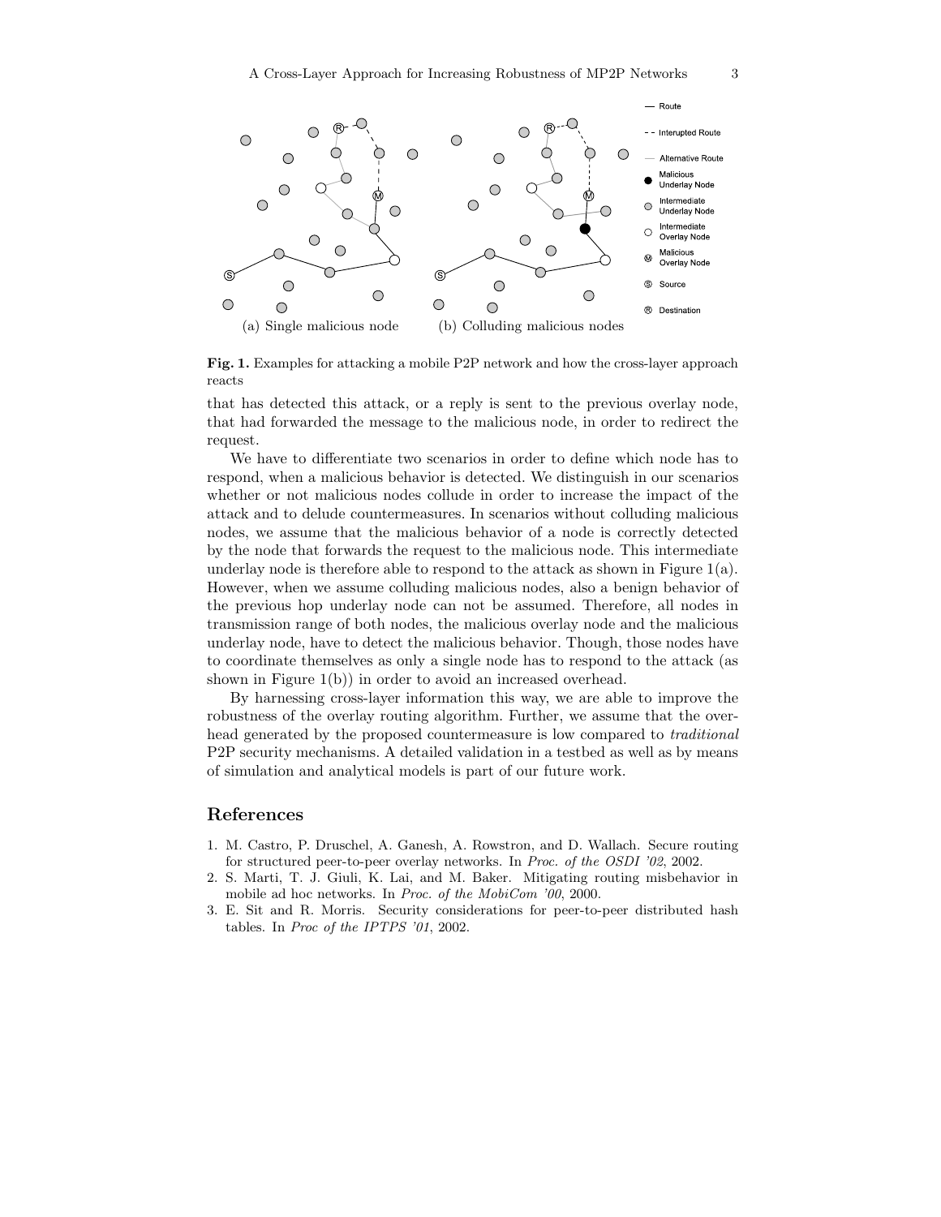Route

Interupted Route

Alternative Route

Malicious Underlay Node

Intermediate Underlay Node

Intermediate Overlay Node

Malicious Overlay Node

Source

Destination

(a) Single malicious node

(b) Colluding malicious nodes

**Fig. 1.** Examples for attacking a mobile P2P network and how the cross-layer approach reacts

that has detected this attack, or a reply is sent to the previous overlay node, that had forwarded the message to the malicious node, in order to redirect the request.

We have to differentiate two scenarios in order to define which node has to respond, when a malicious behavior is detected. We distinguish in our scenarios whether or not malicious nodes collude in order to increase the impact of the attack and to delude countermeasures. In scenarios without colluding malicious nodes, we assume that the malicious behavior of a node is correctly detected by the node that forwards the request to the malicious node. This intermediate underlay node is therefore able to respond to the attack as shown in Figure 1(a). However, when we assume colluding malicious nodes, also a benign behavior of the previous hop underlay node can not be assumed. Therefore, all nodes in transmission range of both nodes, the malicious overlay node and the malicious underlay node, have to detect the malicious behavior. Though, those nodes have to coordinate themselves as only a single node has to respond to the attack (as shown in Figure 1(b)) in order to avoid an increased overhead.

By harnessing cross-layer information this way, we are able to improve the robustness of the overlay routing algorithm. Further, we assume that the overhead generated by the proposed countermeasure is low compared to *traditional* P2P security mechanisms. A detailed validation in a testbed as well as by means of simulation and analytical models is part of our future work.

## References

1. M. Castro, P. Druschel, A. Ganesh, A. Rowstron, and D. Wallach. Secure routing for structured peer-to-peer overlay networks. In *Proc. of the OSDI '02*, 2002.
2. S. Marti, T. J. Giuli, K. Lai, and M. Baker. Mitigating routing misbehavior in mobile ad hoc networks. In *Proc. of the MobiCom '00*, 2000.
3. E. Sit and R. Morris. Security considerations for peer-to-peer distributed hash tables. In *Proc of the IPTPS '01*, 2002.